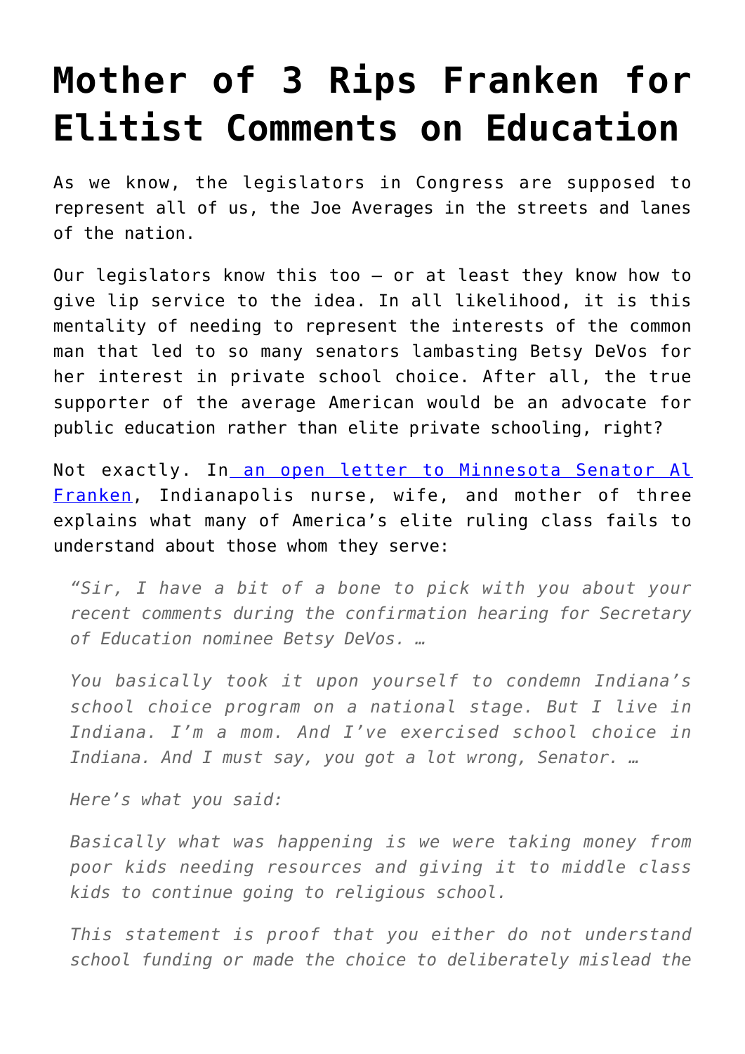# Mother of 3 Rips Franken for Elitist Comments on Education

As we know, the legislators in Congress are supposed to represent all of us, the Joe Averages in the streets and lanes of the nation.

Our legislators know this too – or at least they know how to give lip service to the idea. In all likelihood, it is this mentality of needing to represent the interests of the common man that led to so many senators lambasting Betsy DeVos for her interest in private school choice. After all, the true supporter of the average American would be an advocate for public education rather than elite private schooling, right?

Not exactly. In [an open letter to Minnesota Senator Al Franken](), Indianapolis nurse, wife, and mother of three explains what many of America's elite ruling class fails to understand about those whom they serve:

> *"Sir, I have a bit of a bone to pick with you about your recent comments during the confirmation hearing for Secretary of Education nominee Betsy DeVos. …*
>
> *You basically took it upon yourself to condemn Indiana's school choice program on a national stage. But I live in Indiana. I'm a mom. And I've exercised school choice in Indiana. And I must say, you got a lot wrong, Senator. …*
>
> *Here's what you said:*
>
> *Basically what was happening is we were taking money from poor kids needing resources and giving it to middle class kids to continue going to religious school.*
>
> *This statement is proof that you either do not understand school funding or made the choice to deliberately mislead the*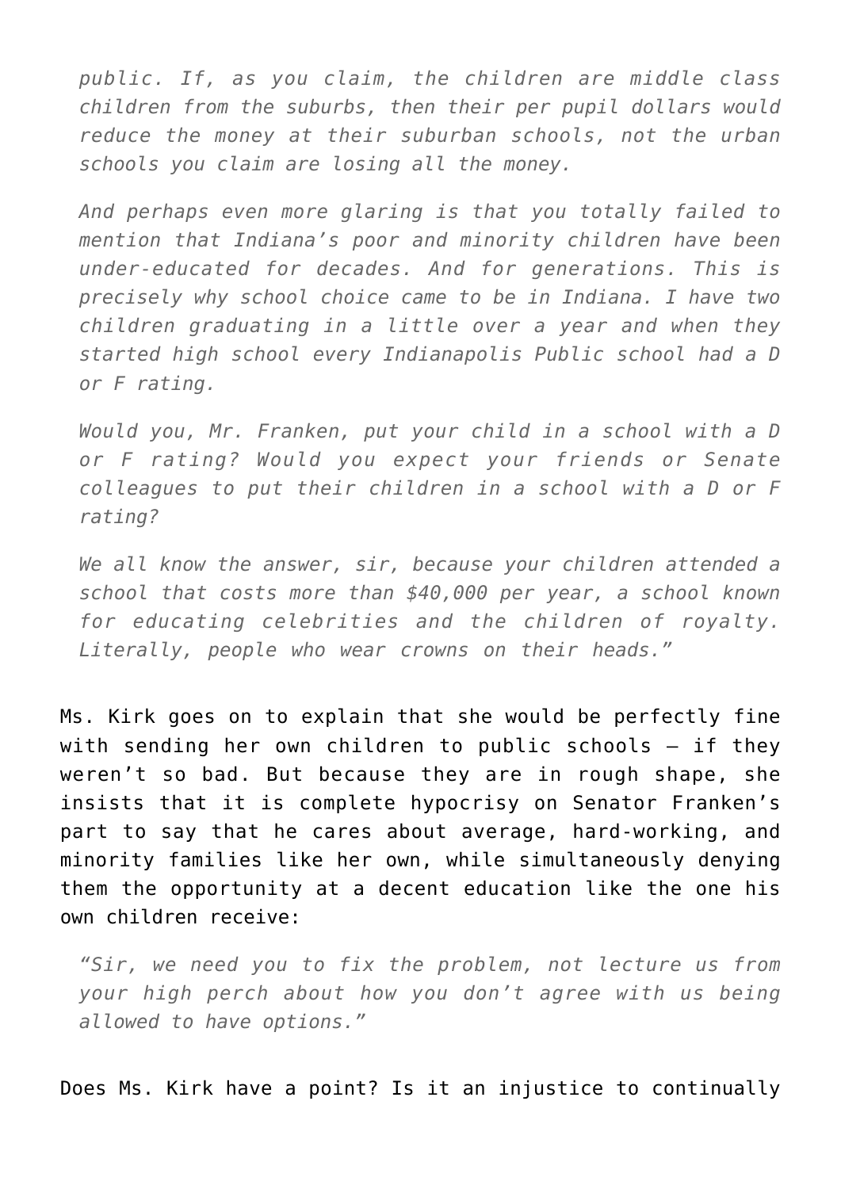> *public. If, as you claim, the children are middle class children from the suburbs, then their per pupil dollars would reduce the money at their suburban schools, not the urban schools you claim are losing all the money.*
>
> *And perhaps even more glaring is that you totally failed to mention that Indiana's poor and minority children have been under-educated for decades. And for generations. This is precisely why school choice came to be in Indiana. I have two children graduating in a little over a year and when they started high school every Indianapolis Public school had a D or F rating.*
>
> *Would you, Mr. Franken, put your child in a school with a D or F rating? Would you expect your friends or Senate colleagues to put their children in a school with a D or F rating?*
>
> *We all know the answer, sir, because your children attended a school that costs more than $40,000 per year, a school known for educating celebrities and the children of royalty. Literally, people who wear crowns on their heads."*

Ms. Kirk goes on to explain that she would be perfectly fine with sending her own children to public schools – if they weren't so bad. But because they are in rough shape, she insists that it is complete hypocrisy on Senator Franken's part to say that he cares about average, hard-working, and minority families like her own, while simultaneously denying them the opportunity at a decent education like the one his own children receive:

> *"Sir, we need you to fix the problem, not lecture us from your high perch about how you don't agree with us being allowed to have options."*

Does Ms. Kirk have a point? Is it an injustice to continually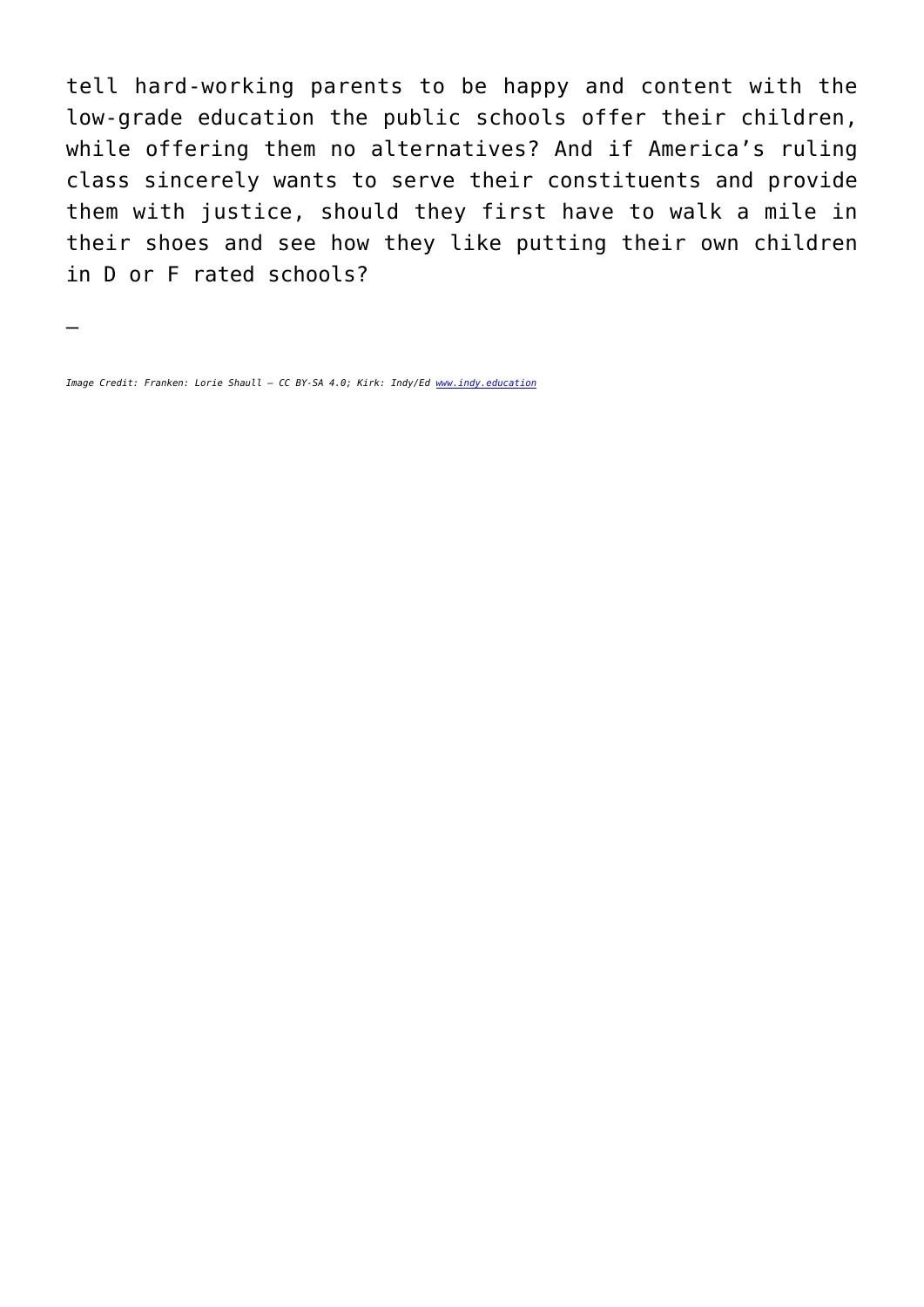tell hard-working parents to be happy and content with the low-grade education the public schools offer their children, while offering them no alternatives? And if America's ruling class sincerely wants to serve their constituents and provide them with justice, should they first have to walk a mile in their shoes and see how they like putting their own children in D or F rated schools?

—

*Image Credit: Franken: Lorie Shaull – CC BY-SA 4.0; Kirk: Indy/Ed [www.indy.education](www.indy.education)*